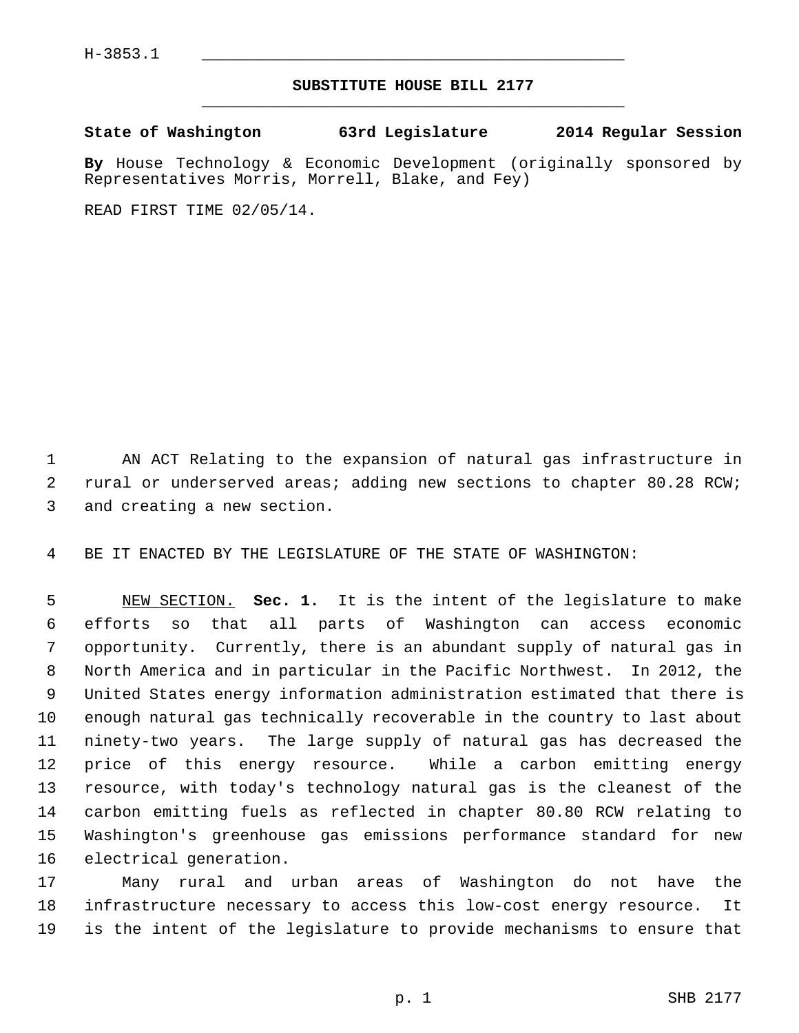H-3853.1

# SUBSTITUTE HOUSE BILL 2177

**State of Washington 63rd Legislature 2014 Regular Session**

**By** House Technology & Economic Development (originally sponsored by Representatives Morris, Morrell, Blake, and Fey)

READ FIRST TIME 02/05/14.

AN ACT Relating to the expansion of natural gas infrastructure in rural or underserved areas; adding new sections to chapter 80.28 RCW; and creating a new section.

BE IT ENACTED BY THE LEGISLATURE OF THE STATE OF WASHINGTON:

NEW SECTION. **Sec. 1.** It is the intent of the legislature to make efforts so that all parts of Washington can access economic opportunity. Currently, there is an abundant supply of natural gas in North America and in particular in the Pacific Northwest. In 2012, the United States energy information administration estimated that there is enough natural gas technically recoverable in the country to last about ninety-two years. The large supply of natural gas has decreased the price of this energy resource. While a carbon emitting energy resource, with today's technology natural gas is the cleanest of the carbon emitting fuels as reflected in chapter 80.80 RCW relating to Washington's greenhouse gas emissions performance standard for new electrical generation.

Many rural and urban areas of Washington do not have the infrastructure necessary to access this low-cost energy resource. It is the intent of the legislature to provide mechanisms to ensure that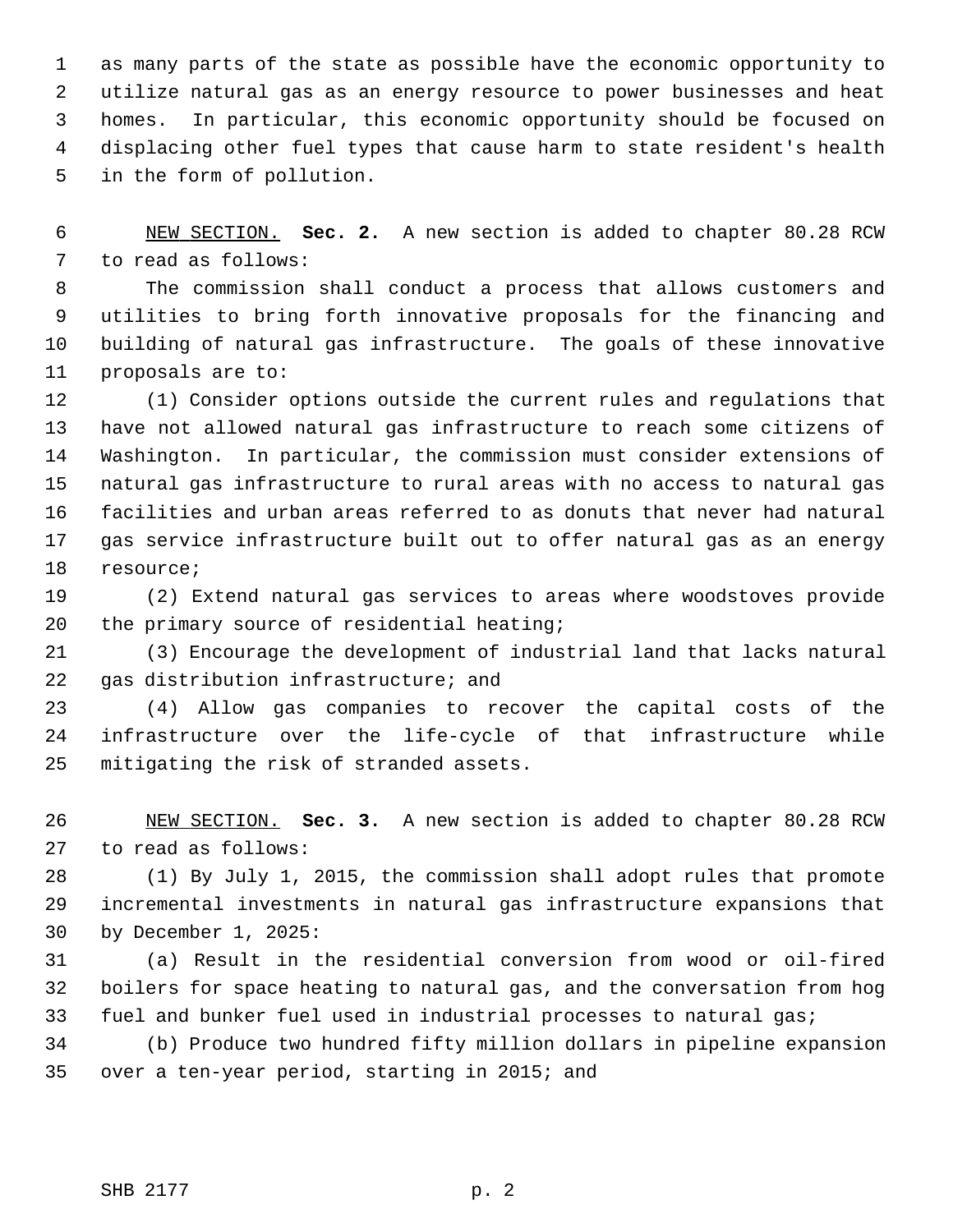as many parts of the state as possible have the economic opportunity to utilize natural gas as an energy resource to power businesses and heat homes. In particular, this economic opportunity should be focused on displacing other fuel types that cause harm to state resident's health in the form of pollution.

NEW SECTION. **Sec. 2.** A new section is added to chapter 80.28 RCW to read as follows:

The commission shall conduct a process that allows customers and utilities to bring forth innovative proposals for the financing and building of natural gas infrastructure. The goals of these innovative proposals are to:

(1) Consider options outside the current rules and regulations that have not allowed natural gas infrastructure to reach some citizens of Washington. In particular, the commission must consider extensions of natural gas infrastructure to rural areas with no access to natural gas facilities and urban areas referred to as donuts that never had natural gas service infrastructure built out to offer natural gas as an energy resource;

(2) Extend natural gas services to areas where woodstoves provide the primary source of residential heating;

(3) Encourage the development of industrial land that lacks natural gas distribution infrastructure; and

(4) Allow gas companies to recover the capital costs of the infrastructure over the life-cycle of that infrastructure while mitigating the risk of stranded assets.

NEW SECTION. **Sec. 3.** A new section is added to chapter 80.28 RCW to read as follows:

(1) By July 1, 2015, the commission shall adopt rules that promote incremental investments in natural gas infrastructure expansions that by December 1, 2025:

(a) Result in the residential conversion from wood or oil-fired boilers for space heating to natural gas, and the conversation from hog fuel and bunker fuel used in industrial processes to natural gas;

(b) Produce two hundred fifty million dollars in pipeline expansion over a ten-year period, starting in 2015; and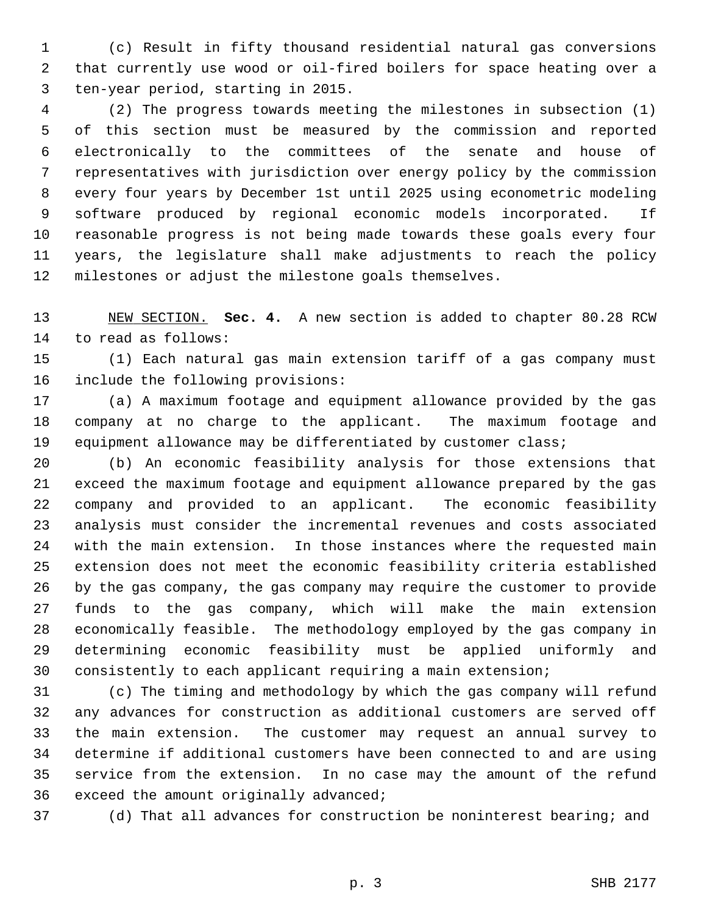(c) Result in fifty thousand residential natural gas conversions that currently use wood or oil-fired boilers for space heating over a ten-year period, starting in 2015.

(2) The progress towards meeting the milestones in subsection (1) of this section must be measured by the commission and reported electronically to the committees of the senate and house of representatives with jurisdiction over energy policy by the commission every four years by December 1st until 2025 using econometric modeling software produced by regional economic models incorporated. If reasonable progress is not being made towards these goals every four years, the legislature shall make adjustments to reach the policy milestones or adjust the milestone goals themselves.

NEW SECTION. **Sec. 4.** A new section is added to chapter 80.28 RCW to read as follows:

(1) Each natural gas main extension tariff of a gas company must include the following provisions:

(a) A maximum footage and equipment allowance provided by the gas company at no charge to the applicant. The maximum footage and equipment allowance may be differentiated by customer class;

(b) An economic feasibility analysis for those extensions that exceed the maximum footage and equipment allowance prepared by the gas company and provided to an applicant. The economic feasibility analysis must consider the incremental revenues and costs associated with the main extension. In those instances where the requested main extension does not meet the economic feasibility criteria established by the gas company, the gas company may require the customer to provide funds to the gas company, which will make the main extension economically feasible. The methodology employed by the gas company in determining economic feasibility must be applied uniformly and consistently to each applicant requiring a main extension;

(c) The timing and methodology by which the gas company will refund any advances for construction as additional customers are served off the main extension. The customer may request an annual survey to determine if additional customers have been connected to and are using service from the extension. In no case may the amount of the refund exceed the amount originally advanced;

(d) That all advances for construction be noninterest bearing; and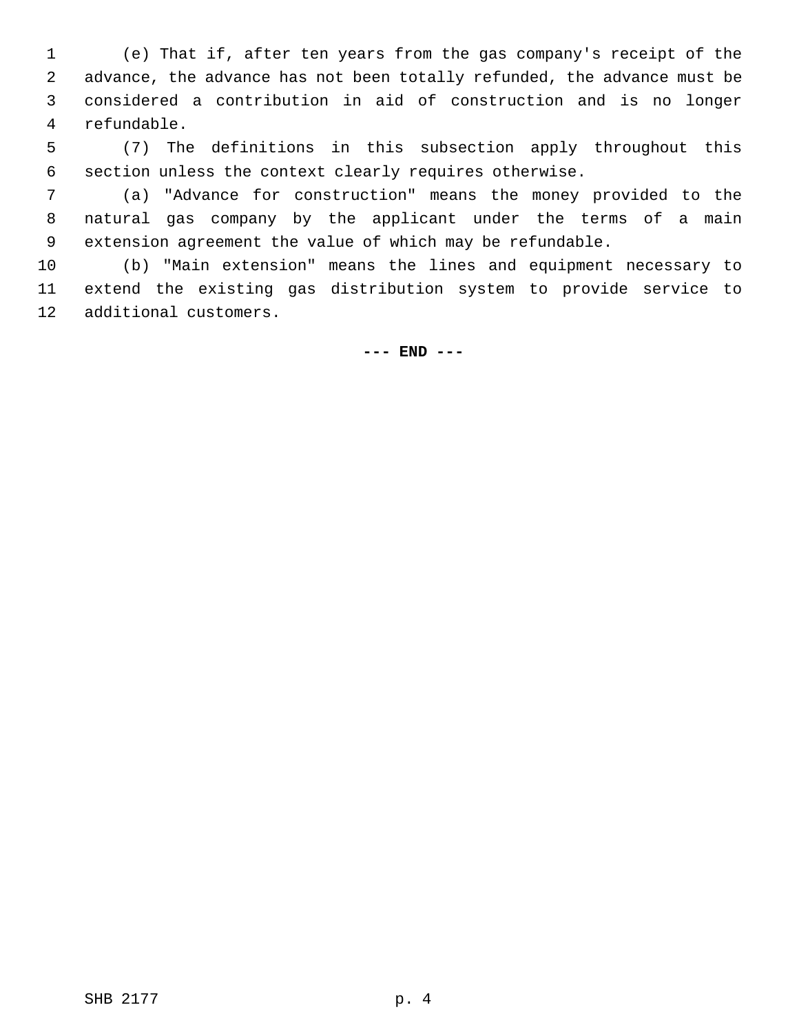(e) That if, after ten years from the gas company's receipt of the advance, the advance has not been totally refunded, the advance must be considered a contribution in aid of construction and is no longer refundable.

(7) The definitions in this subsection apply throughout this section unless the context clearly requires otherwise.

(a) "Advance for construction" means the money provided to the natural gas company by the applicant under the terms of a main extension agreement the value of which may be refundable.

(b) "Main extension" means the lines and equipment necessary to extend the existing gas distribution system to provide service to additional customers.

**--- END ---**